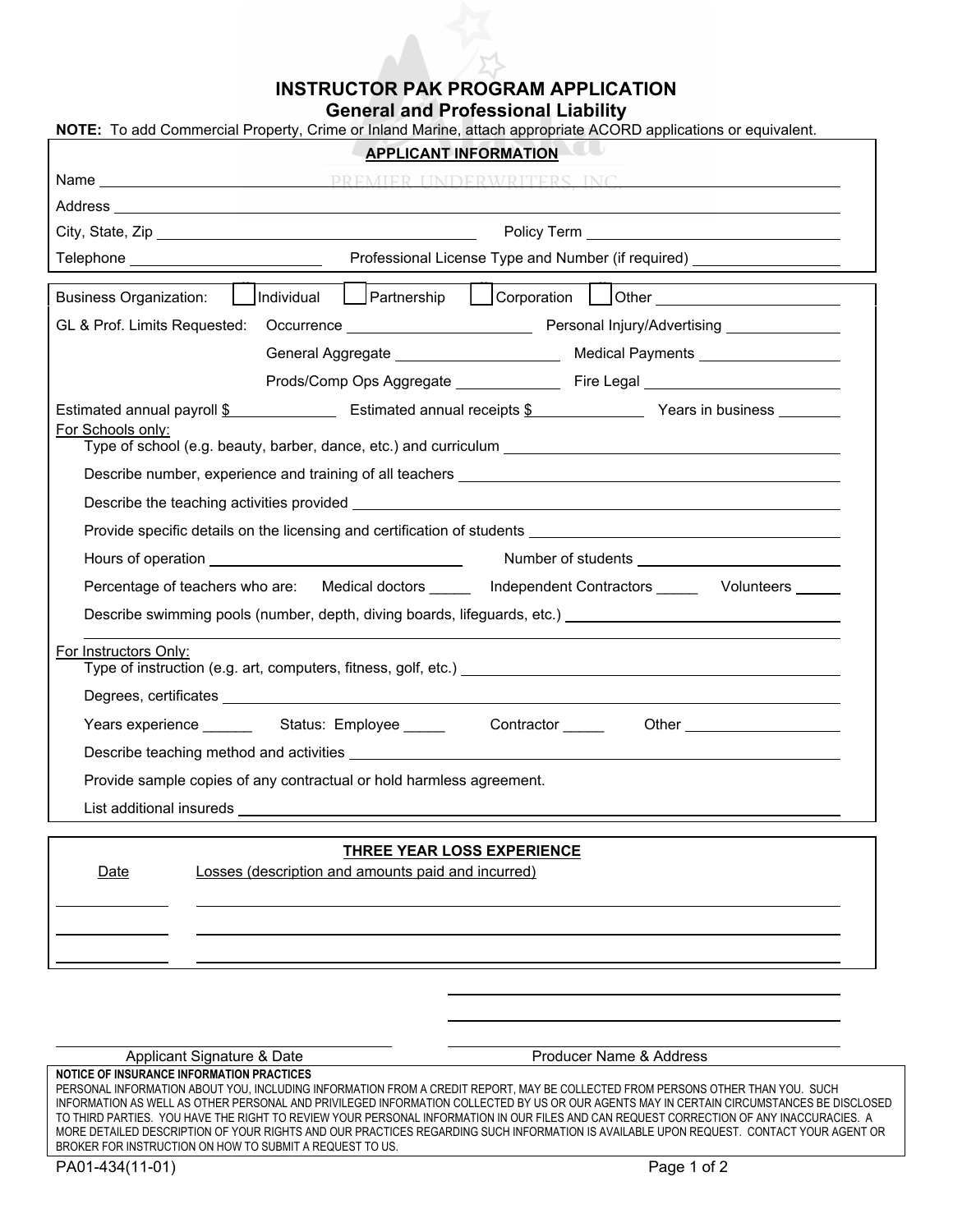# INSTRUCTOR PAK PROGRAM APPLICATION

## General and Professional Liability

**NOTE:** To add Commercial Property, Crime or Inland Marine, attach appropriate ACORD applications or equivalent.

### APPLICANT INFORMATION

Name ______________________________

Address ______________________________

City, State, Zip ______________________________ Policy Term ______________________________

Telephone ______________________________ Professional License Type and Number (if required) ______________________________

Business Organization: ☐ Individual ☐ Partnership ☐ Corporation ☐ Other ______________________________

GL & Prof. Limits Requested: Occurrence ______________________________ Personal Injury/Advertising ______________________________

General Aggregate ______________________________ Medical Payments ______________________________

Prods/Comp Ops Aggregate ______________________________ Fire Legal ______________________________

Estimated annual payroll $ ______________ Estimated annual receipts $ ______________ Years in business ________

For Schools only:

Type of school (e.g. beauty, barber, dance, etc.) and curriculum ______________________________

Describe number, experience and training of all teachers ______________________________

Describe the teaching activities provided ______________________________

Provide specific details on the licensing and certification of students ______________________________

Hours of operation ______________________________ Number of students ______________________________

Percentage of teachers who are: Medical doctors _____ Independent Contractors _____ Volunteers _____

Describe swimming pools (number, depth, diving boards, lifeguards, etc.) ______________________________

For Instructors Only:

Type of instruction (e.g. art, computers, fitness, golf, etc.) ______________________________

Degrees, certificates ______________________________

Years experience ______ Status: Employee _____ Contractor _____ Other ______________________________

Describe teaching method and activities ______________________________

Provide sample copies of any contractual or hold harmless agreement.

List additional insureds ______________________________

### THREE YEAR LOSS EXPERIENCE

| Date | Losses (description and amounts paid and incurred) |
|---|---|
| | |
| | |
| | |

______________________________ Applicant Signature & Date

______________________________ Producer Name & Address

**NOTICE OF INSURANCE INFORMATION PRACTICES**

PERSONAL INFORMATION ABOUT YOU, INCLUDING INFORMATION FROM A CREDIT REPORT, MAY BE COLLECTED FROM PERSONS OTHER THAN YOU. SUCH INFORMATION AS WELL AS OTHER PERSONAL AND PRIVILEGED INFORMATION COLLECTED BY US OR OUR AGENTS MAY IN CERTAIN CIRCUMSTANCES BE DISCLOSED TO THIRD PARTIES. YOU HAVE THE RIGHT TO REVIEW YOUR PERSONAL INFORMATION IN OUR FILES AND CAN REQUEST CORRECTION OF ANY INACCURACIES. A MORE DETAILED DESCRIPTION OF YOUR RIGHTS AND OUR PRACTICES REGARDING SUCH INFORMATION IS AVAILABLE UPON REQUEST. CONTACT YOUR AGENT OR BROKER FOR INSTRUCTION ON HOW TO SUBMIT A REQUEST TO US.

PA01-434(11-01)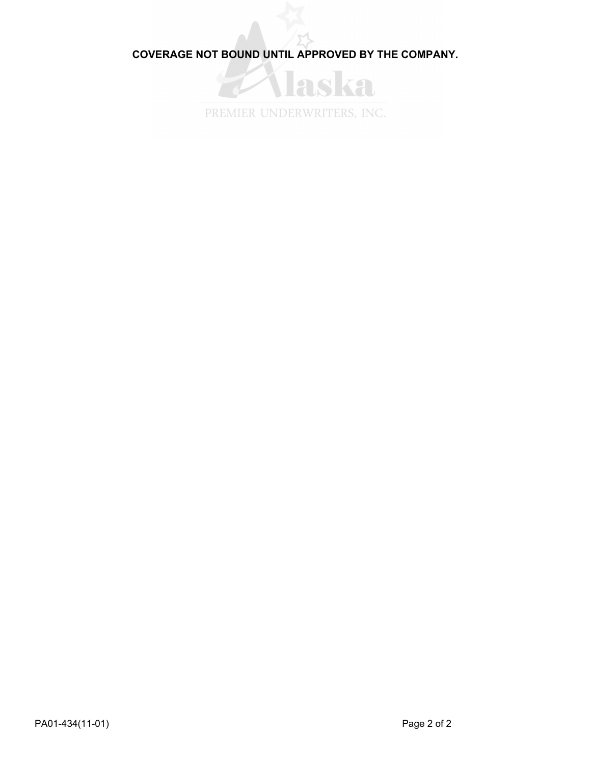**COVERAGE NOT BOUND UNTIL APPROVED BY THE COMPANY.**

PA01-434(11-01)